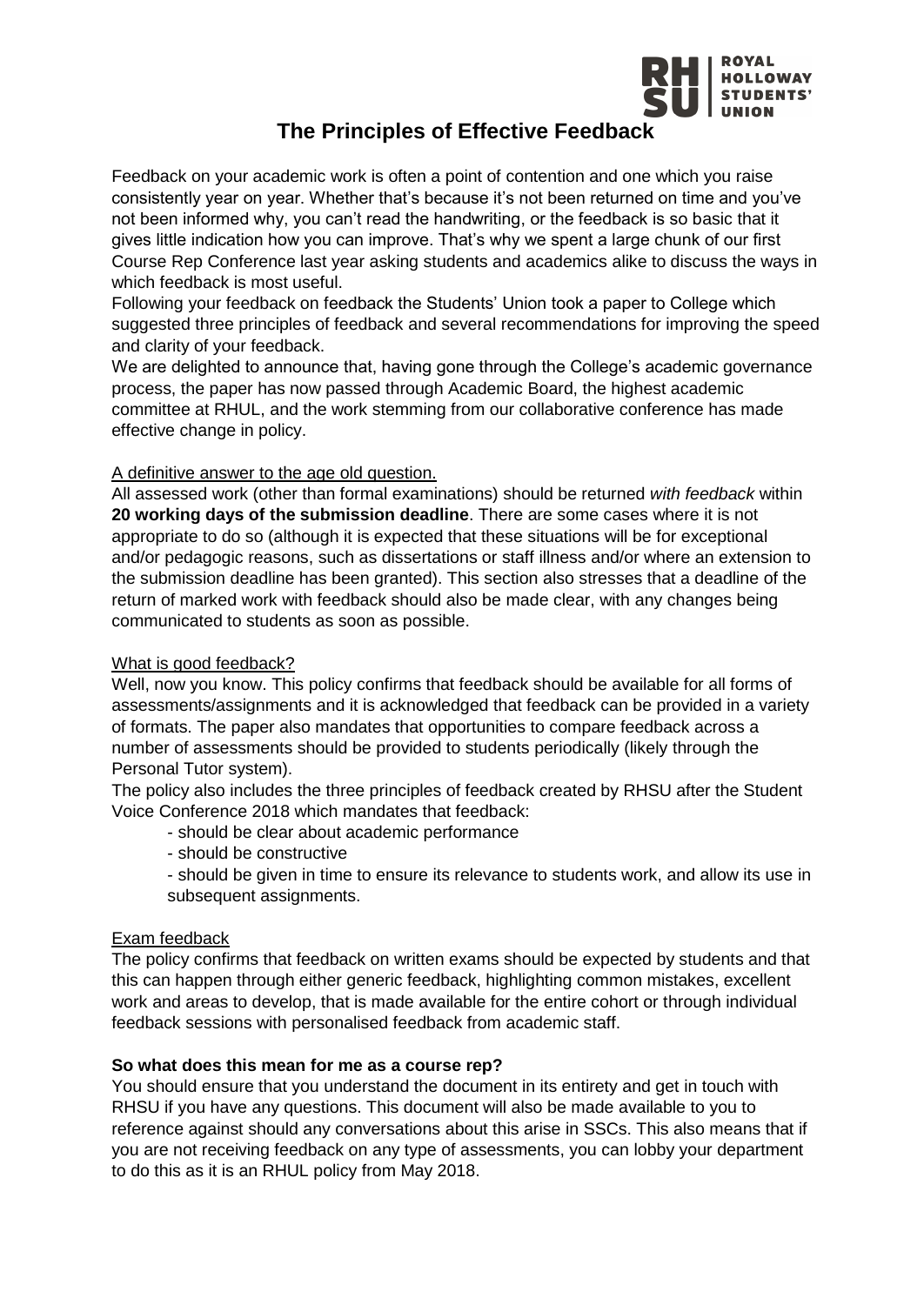# The Principles of Effective Feedback

Feedback on your academic work is often a point of contention and one which you raise consistently year on year. Whether that's because it's not been returned on time and you've not been informed why, you can't read the handwriting, or the feedback is so basic that it gives little indication how you can improve. That's why we spent a large chunk of our first Course Rep Conference last year asking students and academics alike to discuss the ways in which feedback is most useful.

Following your feedback on feedback the Students' Union took a paper to College which suggested three principles of feedback and several recommendations for improving the speed and clarity of your feedback.

We are delighted to announce that, having gone through the College's academic governance process, the paper has now passed through Academic Board, the highest academic committee at RHUL, and the work stemming from our collaborative conference has made effective change in policy.

## A definitive answer to the age old question.

All assessed work (other than formal examinations) should be returned *with feedback* within **20 working days of the submission deadline**. There are some cases where it is not appropriate to do so (although it is expected that these situations will be for exceptional and/or pedagogic reasons, such as dissertations or staff illness and/or where an extension to the submission deadline has been granted). This section also stresses that a deadline of the return of marked work with feedback should also be made clear, with any changes being communicated to students as soon as possible.

## What is good feedback?

Well, now you know. This policy confirms that feedback should be available for all forms of assessments/assignments and it is acknowledged that feedback can be provided in a variety of formats. The paper also mandates that opportunities to compare feedback across a number of assessments should be provided to students periodically (likely through the Personal Tutor system).

The policy also includes the three principles of feedback created by RHSU after the Student Voice Conference 2018 which mandates that feedback:

- should be clear about academic performance
- should be constructive
- should be given in time to ensure its relevance to students work, and allow its use in subsequent assignments.

## Exam feedback

The policy confirms that feedback on written exams should be expected by students and that this can happen through either generic feedback, highlighting common mistakes, excellent work and areas to develop, that is made available for the entire cohort or through individual feedback sessions with personalised feedback from academic staff.

### So what does this mean for me as a course rep?

You should ensure that you understand the document in its entirety and get in touch with RHSU if you have any questions. This document will also be made available to you to reference against should any conversations about this arise in SSCs. This also means that if you are not receiving feedback on any type of assessments, you can lobby your department to do this as it is an RHUL policy from May 2018.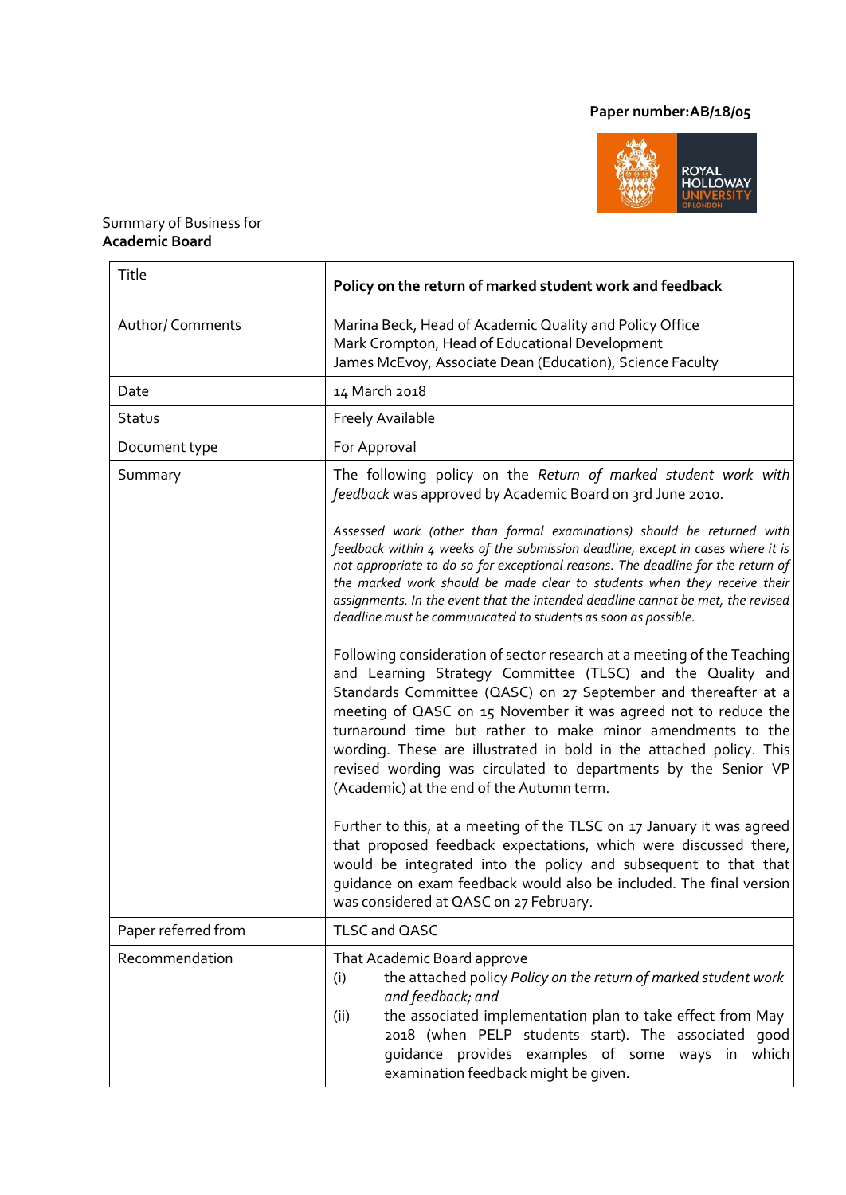Paper number:AB/18/05

Summary of Business for
**Academic Board**

| Title | **Policy on the return of marked student work and feedback** |
|---|---|
| Author/ Comments | Marina Beck, Head of Academic Quality and Policy Office<br>Mark Crompton, Head of Educational Development<br>James McEvoy, Associate Dean (Education), Science Faculty |
| Date | 14 March 2018 |
| Status | Freely Available |
| Document type | For Approval |
| Summary | The following policy on the *Return of marked student work with feedback* was approved by Academic Board on 3rd June 2010.<br><br>*Assessed work (other than formal examinations) should be returned with feedback within 4 weeks of the submission deadline, except in cases where it is not appropriate to do so for exceptional reasons. The deadline for the return of the marked work should be made clear to students when they receive their assignments. In the event that the intended deadline cannot be met, the revised deadline must be communicated to students as soon as possible.*<br><br>Following consideration of sector research at a meeting of the Teaching and Learning Strategy Committee (TLSC) and the Quality and Standards Committee (QASC) on 27 September and thereafter at a meeting of QASC on 15 November it was agreed not to reduce the turnaround time but rather to make minor amendments to the wording. These are illustrated in bold in the attached policy. This revised wording was circulated to departments by the Senior VP (Academic) at the end of the Autumn term.<br><br>Further to this, at a meeting of the TLSC on 17 January it was agreed that proposed feedback expectations, which were discussed there, would be integrated into the policy and subsequent to that that guidance on exam feedback would also be included. The final version was considered at QASC on 27 February. |
| Paper referred from | TLSC and QASC |
| Recommendation | That Academic Board approve<br>(i) the attached policy *Policy on the return of marked student work and feedback; and*<br>(ii) the associated implementation plan to take effect from May 2018 (when PELP students start). The associated good guidance provides examples of some ways in which examination feedback might be given. |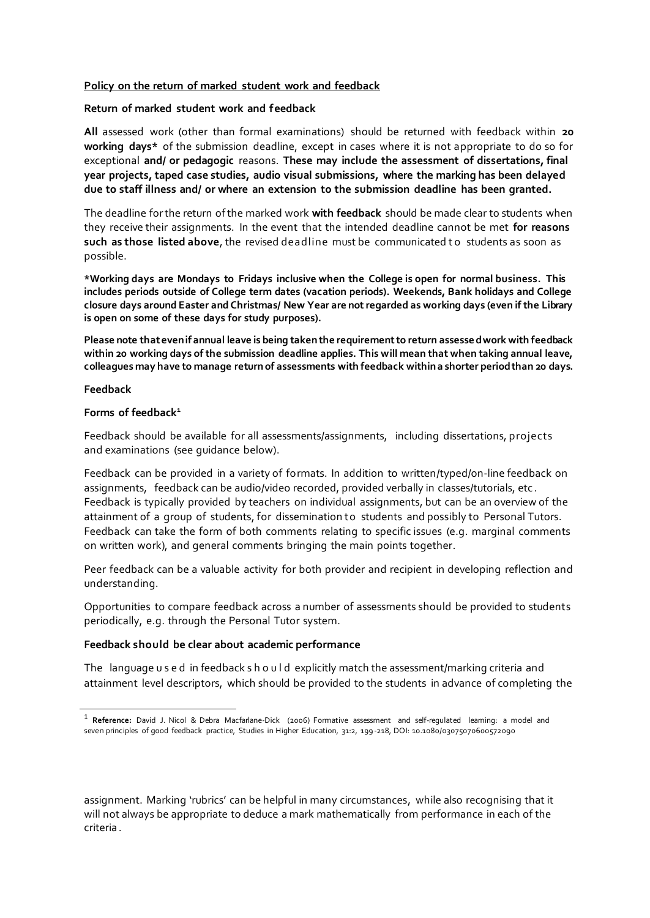**Policy on the return of marked student work and feedback**

**Return of marked student work and feedback**

**All** assessed work (other than formal examinations) should be returned with feedback within **20 working days*** of the submission deadline, except in cases where it is not appropriate to do so for exceptional **and/ or pedagogic** reasons. **These may include the assessment of dissertations, final year projects, taped case studies, audio visual submissions, where the marking has been delayed due to staff illness and/ or where an extension to the submission deadline has been granted.**

The deadline for the return of the marked work **with feedback** should be made clear to students when they receive their assignments. In the event that the intended deadline cannot be met **for reasons such as those listed above**, the revised deadline must be communicated to students as soon as possible.

***Working days are Mondays to Fridays inclusive when the College is open for normal business. This includes periods outside of College term dates (vacation periods). Weekends, Bank holidays and College closure days around Easter and Christmas/ New Year are not regarded as working days (even if the Library is open on some of these days for study purposes).**

**Please note that even if annual leave is being taken the requirement to return assessed work with feedback within 20 working days of the submission deadline applies. This will mean that when taking annual leave, colleagues may have to manage return of assessments with feedback within a shorter period than 20 days.**

**Feedback**

**Forms of feedback**[1]

Feedback should be available for all assessments/assignments, including dissertations, projects and examinations (see guidance below).

Feedback can be provided in a variety of formats. In addition to written/typed/on-line feedback on assignments, feedback can be audio/video recorded, provided verbally in classes/tutorials, etc. Feedback is typically provided by teachers on individual assignments, but can be an overview of the attainment of a group of students, for dissemination to students and possibly to Personal Tutors. Feedback can take the form of both comments relating to specific issues (e.g. marginal comments on written work), and general comments bringing the main points together.

Peer feedback can be a valuable activity for both provider and recipient in developing reflection and understanding.

Opportunities to compare feedback across a number of assessments should be provided to students periodically, e.g. through the Personal Tutor system.

**Feedback should be clear about academic performance**

The language used in feedback should explicitly match the assessment/marking criteria and attainment level descriptors, which should be provided to the students in advance of completing the assignment. Marking 'rubrics' can be helpful in many circumstances, while also recognising that it will not always be appropriate to deduce a mark mathematically from performance in each of the criteria.

[1] **Reference:** David J. Nicol & Debra Macfarlane-Dick (2006) Formative assessment and self-regulated learning: a model and seven principles of good feedback practice, Studies in Higher Education, 31:2, 199-218, DOI: 10.1080/03075070600572090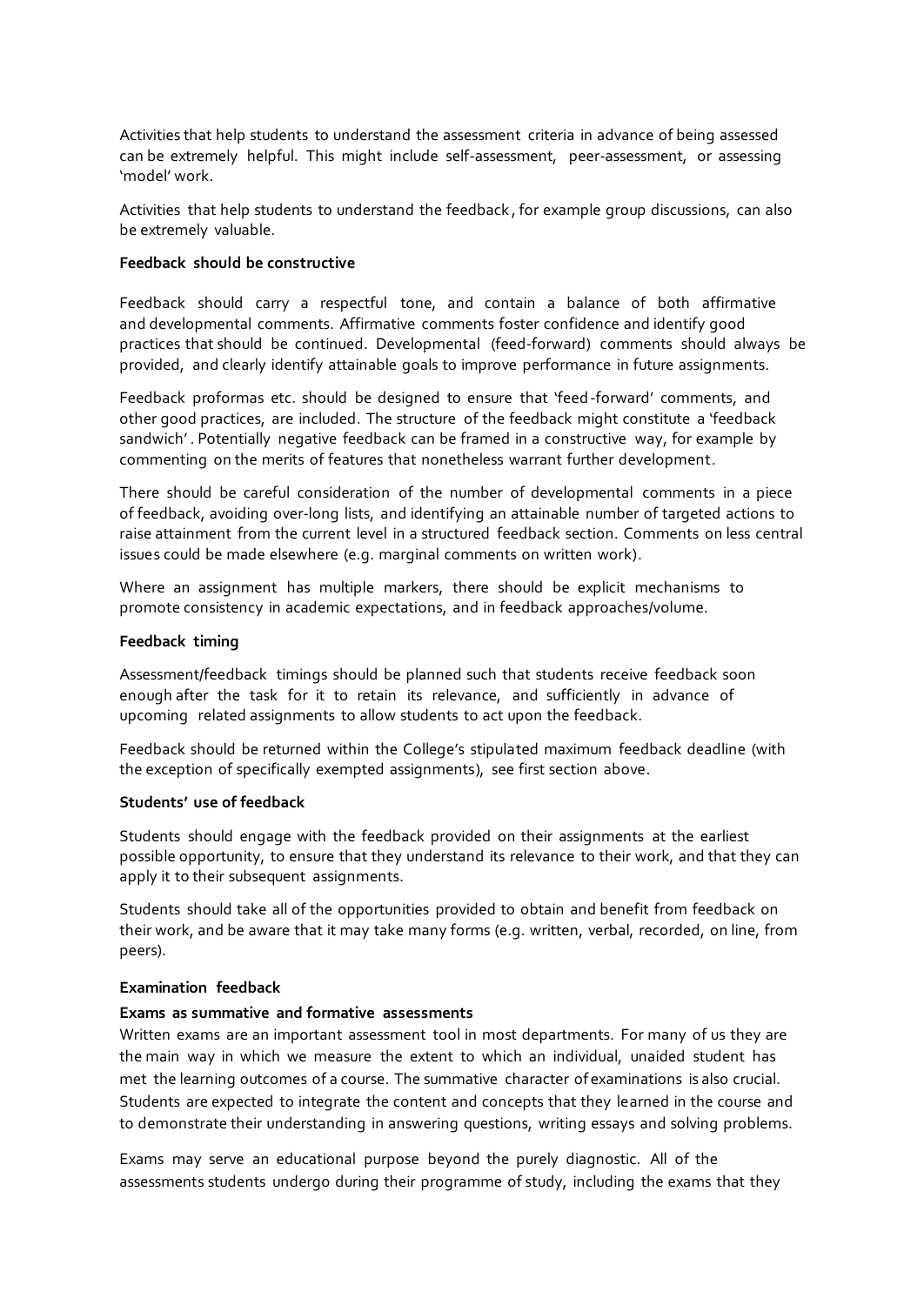Activities that help students to understand the assessment criteria in advance of being assessed can be extremely helpful. This might include self-assessment, peer-assessment, or assessing 'model' work.

Activities that help students to understand the feedback, for example group discussions, can also be extremely valuable.

**Feedback should be constructive**

Feedback should carry a respectful tone, and contain a balance of both affirmative and developmental comments. Affirmative comments foster confidence and identify good practices that should be continued. Developmental (feed-forward) comments should always be provided, and clearly identify attainable goals to improve performance in future assignments.

Feedback proformas etc. should be designed to ensure that 'feed-forward' comments, and other good practices, are included. The structure of the feedback might constitute a 'feedback sandwich'. Potentially negative feedback can be framed in a constructive way, for example by commenting on the merits of features that nonetheless warrant further development.

There should be careful consideration of the number of developmental comments in a piece of feedback, avoiding over-long lists, and identifying an attainable number of targeted actions to raise attainment from the current level in a structured feedback section. Comments on less central issues could be made elsewhere (e.g. marginal comments on written work).

Where an assignment has multiple markers, there should be explicit mechanisms to promote consistency in academic expectations, and in feedback approaches/volume.

**Feedback timing**

Assessment/feedback timings should be planned such that students receive feedback soon enough after the task for it to retain its relevance, and sufficiently in advance of upcoming related assignments to allow students to act upon the feedback.

Feedback should be returned within the College's stipulated maximum feedback deadline (with the exception of specifically exempted assignments), see first section above.

**Students' use of feedback**

Students should engage with the feedback provided on their assignments at the earliest possible opportunity, to ensure that they understand its relevance to their work, and that they can apply it to their subsequent assignments.

Students should take all of the opportunities provided to obtain and benefit from feedback on their work, and be aware that it may take many forms (e.g. written, verbal, recorded, on line, from peers).

**Examination feedback**

**Exams as summative and formative assessments**

Written exams are an important assessment tool in most departments. For many of us they are the main way in which we measure the extent to which an individual, unaided student has met the learning outcomes of a course. The summative character of examinations is also crucial. Students are expected to integrate the content and concepts that they learned in the course and to demonstrate their understanding in answering questions, writing essays and solving problems.

Exams may serve an educational purpose beyond the purely diagnostic. All of the assessments students undergo during their programme of study, including the exams that they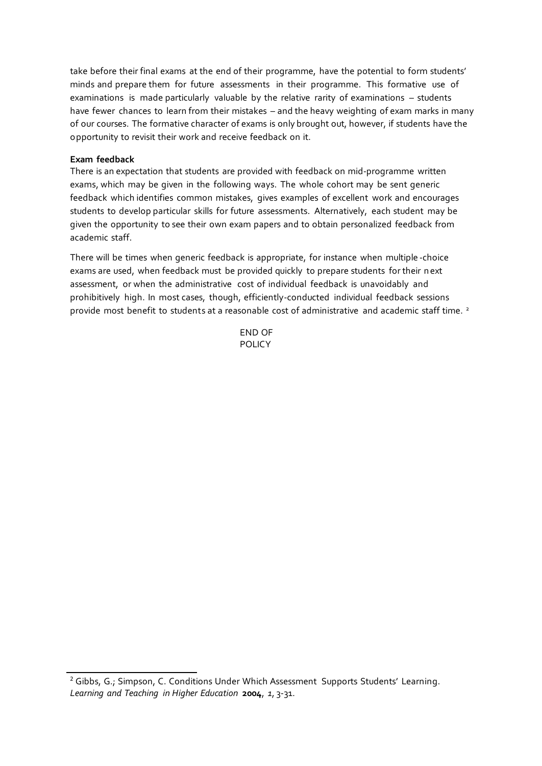take before their final exams at the end of their programme, have the potential to form students' minds and prepare them for future assessments in their programme. This formative use of examinations is made particularly valuable by the relative rarity of examinations – students have fewer chances to learn from their mistakes – and the heavy weighting of exam marks in many of our courses. The formative character of exams is only brought out, however, if students have the opportunity to revisit their work and receive feedback on it.

**Exam feedback**

There is an expectation that students are provided with feedback on mid-programme written exams, which may be given in the following ways. The whole cohort may be sent generic feedback which identifies common mistakes, gives examples of excellent work and encourages students to develop particular skills for future assessments. Alternatively, each student may be given the opportunity to see their own exam papers and to obtain personalized feedback from academic staff.

There will be times when generic feedback is appropriate, for instance when multiple-choice exams are used, when feedback must be provided quickly to prepare students for their next assessment, or when the administrative cost of individual feedback is unavoidably and prohibitively high. In most cases, though, efficiently-conducted individual feedback sessions provide most benefit to students at a reasonable cost of administrative and academic staff time. [2]

END OF POLICY

---

[2] Gibbs, G.; Simpson, C. Conditions Under Which Assessment Supports Students' Learning. *Learning and Teaching in Higher Education* **2004**, *1*, 3-31.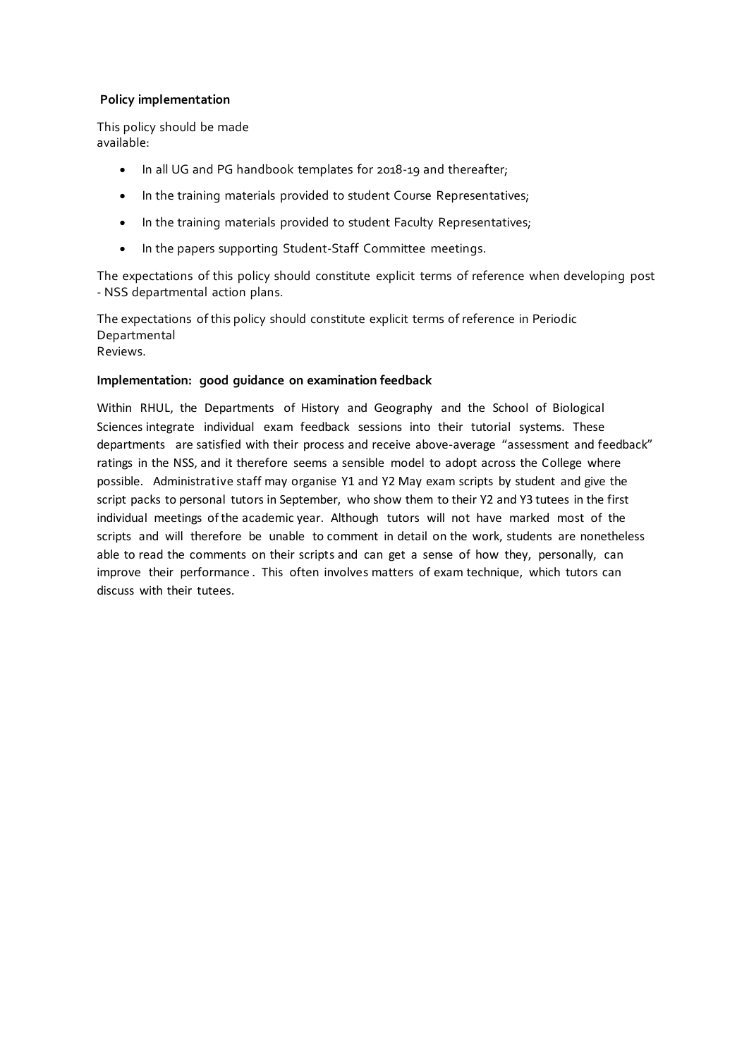**Policy implementation**

This policy should be made available:

- In all UG and PG handbook templates for 2018-19 and thereafter;
- In the training materials provided to student Course Representatives;
- In the training materials provided to student Faculty Representatives;
- In the papers supporting Student-Staff Committee meetings.

The expectations of this policy should constitute explicit terms of reference when developing post - NSS departmental action plans.

The expectations of this policy should constitute explicit terms of reference in Periodic Departmental Reviews.

**Implementation: good guidance on examination feedback**

Within RHUL, the Departments of History and Geography and the School of Biological Sciences integrate individual exam feedback sessions into their tutorial systems. These departments are satisfied with their process and receive above-average "assessment and feedback" ratings in the NSS, and it therefore seems a sensible model to adopt across the College where possible. Administrative staff may organise Y1 and Y2 May exam scripts by student and give the script packs to personal tutors in September, who show them to their Y2 and Y3 tutees in the first individual meetings of the academic year. Although tutors will not have marked most of the scripts and will therefore be unable to comment in detail on the work, students are nonetheless able to read the comments on their scripts and can get a sense of how they, personally, can improve their performance. This often involves matters of exam technique, which tutors can discuss with their tutees.